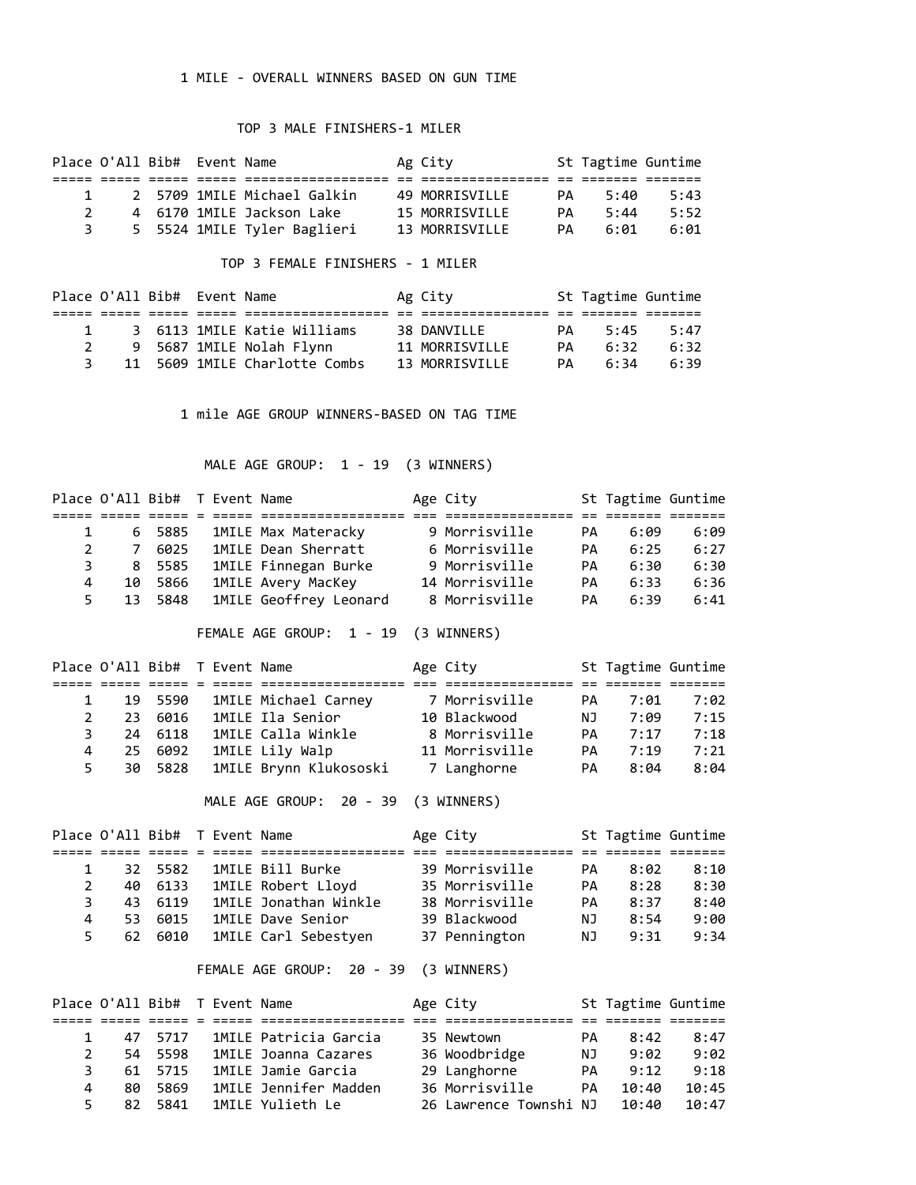# 1 MILE - OVERALL WINNERS BASED ON GUN TIME

## TOP 3 MALE FINISHERS-1 MILER

| Place | O'All | Bib# | Event | Name | Ag | City | St | Tagtime | Guntime |
|---|---|---|---|---|---|---|---|---|---|
| 1 | 2 | 5709 | 1MILE | Michael Galkin | 49 | MORRISVILLE | PA | 5:40 | 5:43 |
| 2 | 4 | 6170 | 1MILE | Jackson Lake | 15 | MORRISVILLE | PA | 5:44 | 5:52 |
| 3 | 5 | 5524 | 1MILE | Tyler Baglieri | 13 | MORRISVILLE | PA | 6:01 | 6:01 |

## TOP 3 FEMALE FINISHERS - 1 MILER

| Place | O'All | Bib# | Event | Name | Ag | City | St | Tagtime | Guntime |
|---|---|---|---|---|---|---|---|---|---|
| 1 | 3 | 6113 | 1MILE | Katie Williams | 38 | DANVILLE | PA | 5:45 | 5:47 |
| 2 | 9 | 5687 | 1MILE | Nolah Flynn | 11 | MORRISVILLE | PA | 6:32 | 6:32 |
| 3 | 11 | 5609 | 1MILE | Charlotte Combs | 13 | MORRISVILLE | PA | 6:34 | 6:39 |

# 1 mile AGE GROUP WINNERS-BASED ON TAG TIME

## MALE AGE GROUP: 1 - 19 (3 WINNERS)

| Place | O'All | Bib# | T | Event | Name | Age | City | St | Tagtime | Guntime |
|---|---|---|---|---|---|---|---|---|---|---|
| 1 | 6 | 5885 | | 1MILE | Max Materacky | 9 | Morrisville | PA | 6:09 | 6:09 |
| 2 | 7 | 6025 | | 1MILE | Dean Sherratt | 6 | Morrisville | PA | 6:25 | 6:27 |
| 3 | 8 | 5585 | | 1MILE | Finnegan Burke | 9 | Morrisville | PA | 6:30 | 6:30 |
| 4 | 10 | 5866 | | 1MILE | Avery MacKey | 14 | Morrisville | PA | 6:33 | 6:36 |
| 5 | 13 | 5848 | | 1MILE | Geoffrey Leonard | 8 | Morrisville | PA | 6:39 | 6:41 |

## FEMALE AGE GROUP: 1 - 19 (3 WINNERS)

| Place | O'All | Bib# | T | Event | Name | Age | City | St | Tagtime | Guntime |
|---|---|---|---|---|---|---|---|---|---|---|
| 1 | 19 | 5590 | | 1MILE | Michael Carney | 7 | Morrisville | PA | 7:01 | 7:02 |
| 2 | 23 | 6016 | | 1MILE | Ila Senior | 10 | Blackwood | NJ | 7:09 | 7:15 |
| 3 | 24 | 6118 | | 1MILE | Calla Winkle | 8 | Morrisville | PA | 7:17 | 7:18 |
| 4 | 25 | 6092 | | 1MILE | Lily Walp | 11 | Morrisville | PA | 7:19 | 7:21 |
| 5 | 30 | 5828 | | 1MILE | Brynn Klukososki | 7 | Langhorne | PA | 8:04 | 8:04 |

## MALE AGE GROUP: 20 - 39 (3 WINNERS)

| Place | O'All | Bib# | T | Event | Name | Age | City | St | Tagtime | Guntime |
|---|---|---|---|---|---|---|---|---|---|---|
| 1 | 32 | 5582 | | 1MILE | Bill Burke | 39 | Morrisville | PA | 8:02 | 8:10 |
| 2 | 40 | 6133 | | 1MILE | Robert Lloyd | 35 | Morrisville | PA | 8:28 | 8:30 |
| 3 | 43 | 6119 | | 1MILE | Jonathan Winkle | 38 | Morrisville | PA | 8:37 | 8:40 |
| 4 | 53 | 6015 | | 1MILE | Dave Senior | 39 | Blackwood | NJ | 8:54 | 9:00 |
| 5 | 62 | 6010 | | 1MILE | Carl Sebestyen | 37 | Pennington | NJ | 9:31 | 9:34 |

## FEMALE AGE GROUP: 20 - 39 (3 WINNERS)

| Place | O'All | Bib# | T | Event | Name | Age | City | St | Tagtime | Guntime |
|---|---|---|---|---|---|---|---|---|---|---|
| 1 | 47 | 5717 | | 1MILE | Patricia Garcia | 35 | Newtown | PA | 8:42 | 8:47 |
| 2 | 54 | 5598 | | 1MILE | Joanna Cazares | 36 | Woodbridge | NJ | 9:02 | 9:02 |
| 3 | 61 | 5715 | | 1MILE | Jamie Garcia | 29 | Langhorne | PA | 9:12 | 9:18 |
| 4 | 80 | 5869 | | 1MILE | Jennifer Madden | 36 | Morrisville | PA | 10:40 | 10:45 |
| 5 | 82 | 5841 | | 1MILE | Yulieth Le | 26 | Lawrence Townshi | NJ | 10:40 | 10:47 |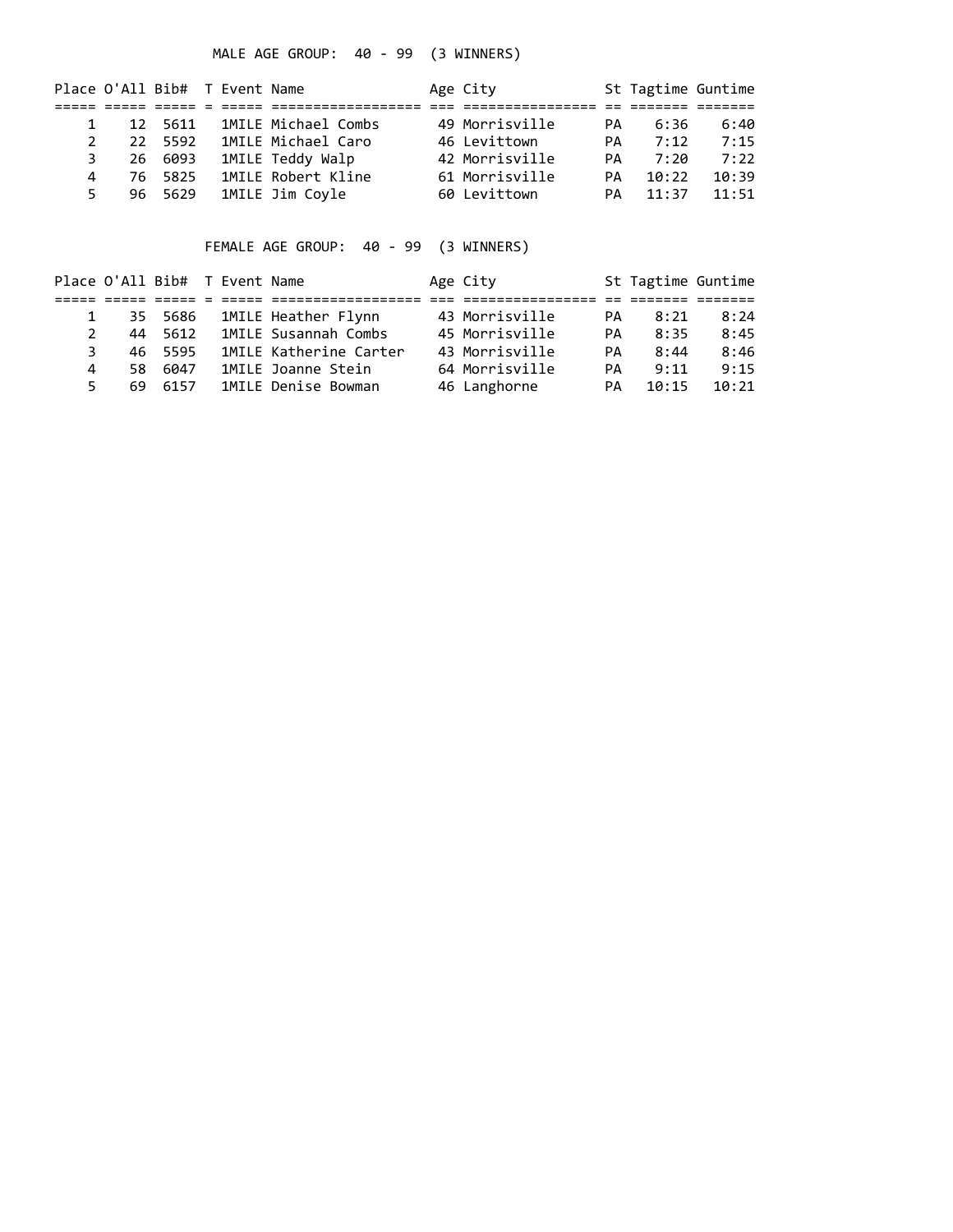MALE AGE GROUP: 40 - 99 (3 WINNERS)

| Place | O'All | Bib# | T | Event | Name | Age | City | St | Tagtime | Guntime |
|---|---|---|---|---|---|---|---|---|---|---|
| 1 | 12 | 5611 | | 1MILE | Michael Combs | 49 | Morrisville | PA | 6:36 | 6:40 |
| 2 | 22 | 5592 | | 1MILE | Michael Caro | 46 | Levittown | PA | 7:12 | 7:15 |
| 3 | 26 | 6093 | | 1MILE | Teddy Walp | 42 | Morrisville | PA | 7:20 | 7:22 |
| 4 | 76 | 5825 | | 1MILE | Robert Kline | 61 | Morrisville | PA | 10:22 | 10:39 |
| 5 | 96 | 5629 | | 1MILE | Jim Coyle | 60 | Levittown | PA | 11:37 | 11:51 |

FEMALE AGE GROUP: 40 - 99 (3 WINNERS)

| Place | O'All | Bib# | T | Event | Name | Age | City | St | Tagtime | Guntime |
|---|---|---|---|---|---|---|---|---|---|---|
| 1 | 35 | 5686 | | 1MILE | Heather Flynn | 43 | Morrisville | PA | 8:21 | 8:24 |
| 2 | 44 | 5612 | | 1MILE | Susannah Combs | 45 | Morrisville | PA | 8:35 | 8:45 |
| 3 | 46 | 5595 | | 1MILE | Katherine Carter | 43 | Morrisville | PA | 8:44 | 8:46 |
| 4 | 58 | 6047 | | 1MILE | Joanne Stein | 64 | Morrisville | PA | 9:11 | 9:15 |
| 5 | 69 | 6157 | | 1MILE | Denise Bowman | 46 | Langhorne | PA | 10:15 | 10:21 |